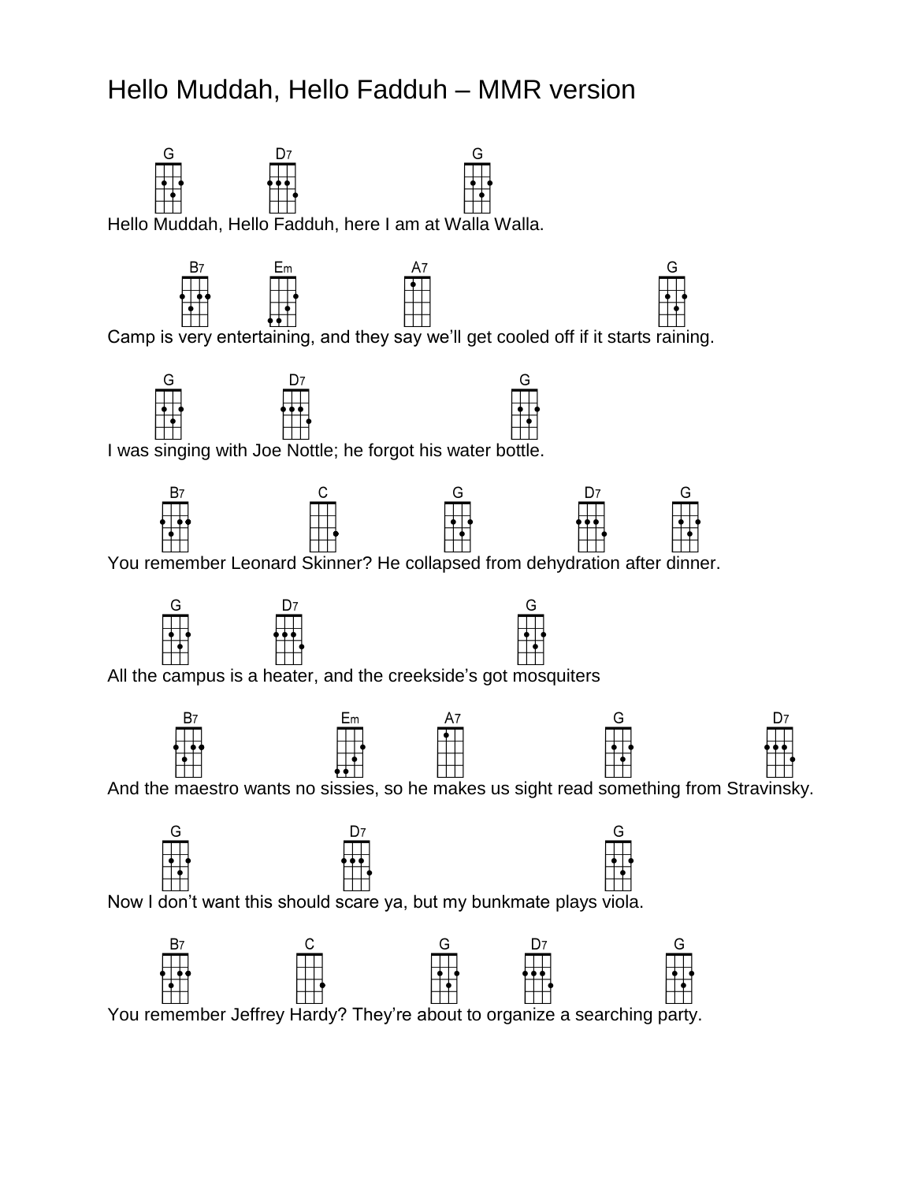# Hello Muddah, Hello Fadduh – MMR version

```
G                D7                      G
Hello Muddah, Hello Fadduh, here I am at Walla Walla.

      B7        Em                A7                              G
Camp is very entertaining, and they say we'll get cooled off if it starts raining.

   G                  D7                      G
I was singing with Joe Nottle; he forgot his water bottle.

     B7                C              G             D7        G
You remember Leonard Skinner? He collapsed from dehydration after dinner.

     G              D7                        G
All the campus is a heater, and the creekside's got mosquiters

       B7                   Em          A7               G                D7
And the maestro wants no sissies, so he makes us sight read something from Stravinsky.

     G                D7                        G
Now I don't want this should scare ya, but my bunkmate plays viola.

     B7                C              G          D7              G
You remember Jeffrey Hardy? They're about to organize a searching party.
```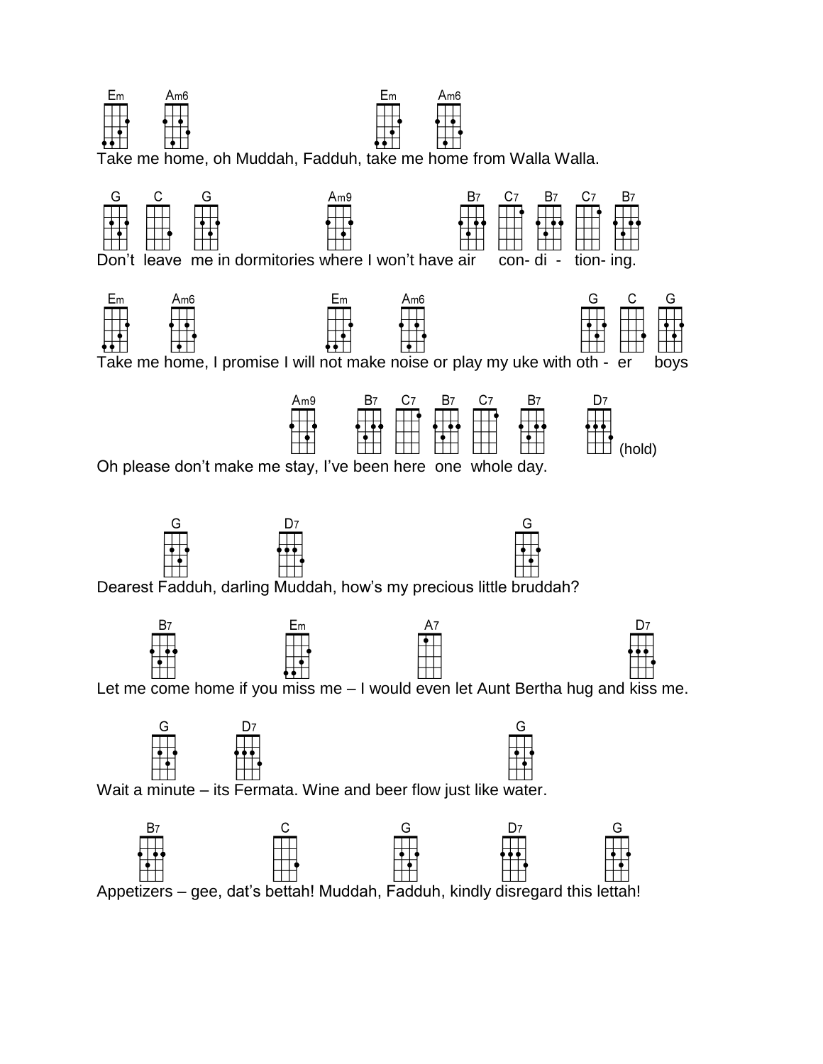Em Am6 Em Am6

Take me home, oh Muddah, Fadduh, take me home from Walla Walla.

G C G Am9 B7 C7 B7 C7 B7

Don't leave me in dormitories where I won't have air con- di - tion- ing.

Em Am6 Em Am6 G C G

Take me home, I promise I will not make noise or play my uke with oth - er boys

Am9 B7 C7 B7 C7 B7 D7 (hold)

Oh please don't make me stay, I've been here one whole day.

G D7 G

Dearest Fadduh, darling Muddah, how's my precious little bruddah?

B7 Em A7 D7

Let me come home if you miss me – I would even let Aunt Bertha hug and kiss me.

G D7 G

Wait a minute – its Fermata. Wine and beer flow just like water.

B7 C G D7 G

Appetizers – gee, dat's bettah! Muddah, Fadduh, kindly disregard this lettah!